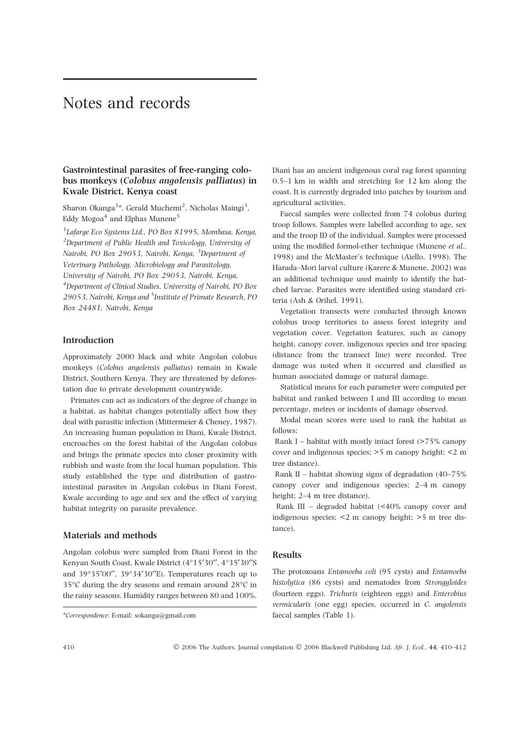# Notes and records

## Gastrointestinal parasites of free-ranging colobus monkeys (*Colobus angolensis palliatus*) in Kwale District, Kenya coast

Sharon Okanga[1]*, Gerald Muchemi[2], Nicholas Maingi[3], Eddy Mogoa[4] and Elphas Munene[5]

[1]*Lafarge Eco Systems Ltd., PO Box 81995, Mombasa, Kenya,* [2]*Department of Public Health and Toxicology, University of Nairobi, PO Box 29053, Nairobi, Kenya,* [3]*Department of Veterinary Pathology, Microbiology and Parasitology, University of Nairobi, PO Box 29053, Nairobi, Kenya,* [4]*Department of Clinical Studies, University of Nairobi, PO Box 29053, Nairobi, Kenya and* [5]*Institute of Primate Research, PO Box 24481, Nairobi, Kenya*

### Introduction

Approximately 2000 black and white Angolan colobus monkeys (*Colobus angolensis palliatus*) remain in Kwale District, Southern Kenya. They are threatened by deforestation due to private development countrywide.

Primates can act as indicators of the degree of change in a habitat, as habitat changes potentially affect how they deal with parasitic infection (Mittermeier & Cheney, 1987). An increasing human population in Diani, Kwale District, encroaches on the forest habitat of the Angolan colobus and brings the primate species into closer proximity with rubbish and waste from the local human population. This study established the type and distribution of gastrointestinal parasites in Angolan colobus in Diani Forest, Kwale according to age and sex and the effect of varying habitat integrity on parasite prevalence.

### Materials and methods

Angolan colobus were sampled from Diani Forest in the Kenyan South Coast, Kwale District (4°15′30″, 4°35′30″S and 39°35′00″, 39°34′30″E). Temperatures reach up to 35°C during the dry seasons and remain around 28°C in the rainy seasons. Humidity ranges between 80 and 100%. Diani has an ancient indigenous coral rag forest spanning 0.5–1 km in width and stretching for 12 km along the coast. It is currently degraded into patches by tourism and agricultural activities.

Faecal samples were collected from 74 colobus during troop follows. Samples were labelled according to age, sex and the troop ID of the individual. Samples were processed using the modified formol-ether technique (Munene *et al.*, 1998) and the McMaster's technique (Aiello, 1998). The Harada–Mori larval culture (Karere & Munene, 2002) was an additional technique used mainly to identify the hatched larvae. Parasites were identified using standard criteria (Ash & Orihel, 1991).

Vegetation transects were conducted through known colobus troop territories to assess forest integrity and vegetation cover. Vegetation features, such as canopy height, canopy cover, indigenous species and tree spacing (distance from the transect line) were recorded. Tree damage was noted when it occurred and classified as human associated damage or natural damage.

Statistical means for each parameter were computed per habitat and ranked between I and III according to mean percentage, metres or incidents of damage observed.

Modal mean scores were used to rank the habitat as follows:

Rank I – habitat with mostly intact forest (>75% canopy cover and indigenous species; >5 m canopy height; <2 m tree distance).

Rank II – habitat showing signs of degradation (40–75% canopy cover and indigenous species; 2–4 m canopy height; 2–4 m tree distance).

Rank III – degraded habitat (<40% canopy cover and indigenous species; <2 m canopy height; >5 m tree distance).

### Results

The protozoans *Entamoeba coli* (95 cysts) and *Entamoeba histolytica* (86 cysts) and nematodes from *Strongyloides* (fourteen eggs), *Trichuris* (eighteen eggs) and *Enterobius vermicularis* (one egg) species, occurred in *C. angolensis* faecal samples (Table 1).

*Correspondence: E-mail: sokanga@gmail.com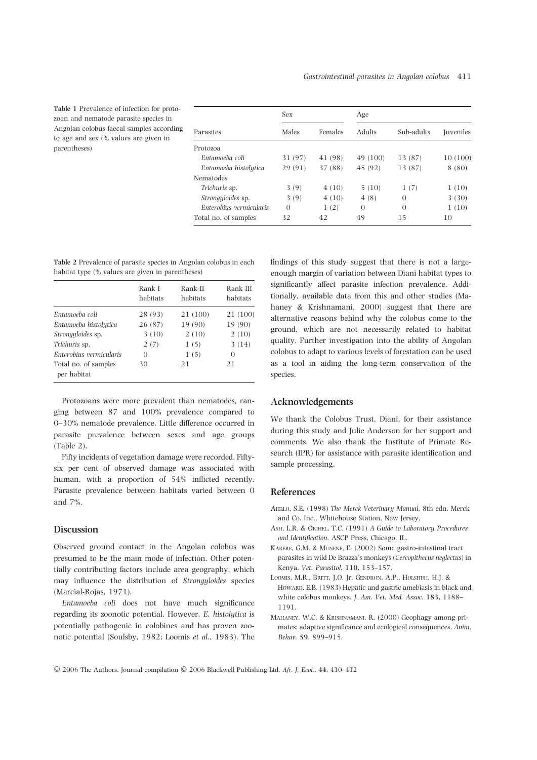**Table 1** Prevalence of infection for protozoan and nematode parasite species in Angolan colobus faecal samples according to age and sex (% values are given in parentheses)

| | Sex | | Age | | |
|---|---|---|---|---|---|
| Parasites | Males | Females | Adults | Sub-adults | Juveniles |
| Protozoa | | | | | |
| *Entamoeba coli* | 31 (97) | 41 (98) | 49 (100) | 13 (87) | 10 (100) |
| *Entamoeba histolytica* | 29 (91) | 37 (88) | 45 (92) | 13 (87) | 8 (80) |
| Nematodes | | | | | |
| *Trichuris* sp. | 3 (9) | 4 (10) | 5 (10) | 1 (7) | 1 (10) |
| *Strongyloides* sp. | 3 (9) | 4 (10) | 4 (8) | 0 | 3 (30) |
| *Enterobius vermicularis* | 0 | 1 (2) | 0 | 0 | 1 (10) |
| Total no. of samples | 32 | 42 | 49 | 15 | 10 |

**Table 2** Prevalence of parasite species in Angolan colobus in each habitat type (% values are given in parentheses)

| | Rank I habitats | Rank II habitats | Rank III habitats |
|---|---|---|---|
| *Entamoeba coli* | 28 (93) | 21 (100) | 21 (100) |
| *Entamoeba histolytica* | 26 (87) | 19 (90) | 19 (90) |
| *Strongyloides* sp. | 3 (10) | 2 (10) | 2 (10) |
| *Trichuris* sp. | 2 (7) | 1 (5) | 3 (14) |
| *Enterobius vermicularis* | 0 | 1 (5) | 0 |
| Total no. of samples per habitat | 30 | 21 | 21 |

Protozoans were more prevalent than nematodes, ranging between 87 and 100% prevalence compared to 0–30% nematode prevalence. Little difference occurred in parasite prevalence between sexes and age groups (Table 2).

Fifty incidents of vegetation damage were recorded. Fifty-six per cent of observed damage was associated with human, with a proportion of 54% inflicted recently. Parasite prevalence between habitats varied between 0 and 7%.

## Discussion

Observed ground contact in the Angolan colobus was presumed to be the main mode of infection. Other potentially contributing factors include area geography, which may influence the distribution of *Strongyloides* species (Marcial-Rojas, 1971).

*Entamoeba coli* does not have much significance regarding its zoonotic potential. However, *E. histolytica* is potentially pathogenic in colobines and has proven zoonotic potential (Soulsby, 1982; Loomis *et al.*, 1983). The findings of this study suggest that there is not a large-enough margin of variation between Diani habitat types to significantly affect parasite infection prevalence. Additionally, available data from this and other studies (Mahaney & Krishnamani, 2000) suggest that there are alternative reasons behind why the colobus come to the ground, which are not necessarily related to habitat quality. Further investigation into the ability of Angolan colobus to adapt to various levels of forestation can be used as a tool in aiding the long-term conservation of the species.

## Acknowledgements

We thank the Colobus Trust, Diani, for their assistance during this study and Julie Anderson for her support and comments. We also thank the Institute of Primate Research (IPR) for assistance with parasite identification and sample processing.

## References

Aiello, S.E. (1998) *The Merck Veterinary Manual*, 8th edn. Merck and Co. Inc., Whitehouse Station, New Jersey.

Ash, L.R. & Orihel, T.C. (1991) *A Guide to Laboratory Procedures and Identification*. ASCP Press, Chicago, IL.

Karere, G.M. & Munene, E. (2002) Some gastro-intestinal tract parasites in wild De Brazza's monkeys (*Cercopithecus neglectus*) in Kenya. *Vet. Parasitol.* **110**, 153–157.

Loomis, M.R., Britt, J.O. Jr, Gendron, A.P., Holshuh, H.J. & Howard, E.B. (1983) Hepatic and gastric amebiasis in black and white colobus monkeys. *J. Am. Vet. Med. Assoc.* **183**, 1188–1191.

Mahaney, W.C. & Krishnamani, R. (2000) Geophagy among primates: adaptive significance and ecological consequences. *Anim. Behav.* **59**, 899–915.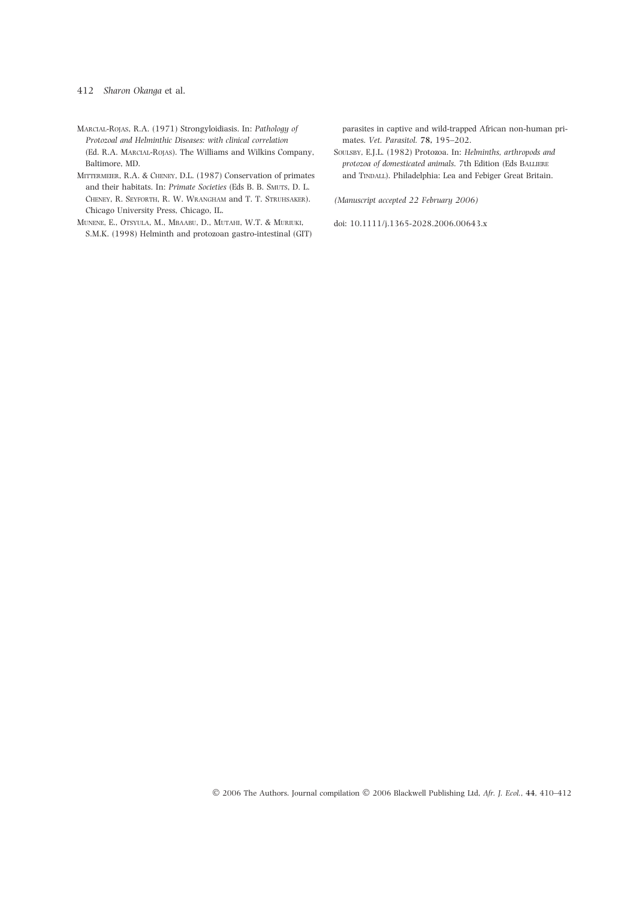Marcial-Rojas, R.A. (1971) Strongyloidiasis. In: *Pathology of Protozoal and Helminthic Diseases: with clinical correlation* (Ed. R.A. Marcial-Rojas). The Williams and Wilkins Company, Baltimore, MD.

Mittermeier, R.A. & Cheney, D.L. (1987) Conservation of primates and their habitats. In: *Primate Societies* (Eds B. B. Smuts, D. L. Cheney, R. Seyforth, R. W. Wrangham and T. T. Struhsaker). Chicago University Press, Chicago, IL.

Munene, E., Otsyula, M., Mbaabu, D., Mutahi, W.T. & Muriuki, S.M.K. (1998) Helminth and protozoan gastro-intestinal (GIT) parasites in captive and wild-trapped African non-human primates. *Vet. Parasitol.* **78**, 195–202.

Soulsby, E.J.L. (1982) Protozoa. In: *Helminths, arthropods and protozoa of domesticated animals*. 7th Edition (Eds Balliere and Tindall). Philadelphia: Lea and Febiger Great Britain.

*(Manuscript accepted 22 February 2006)*

doi: 10.1111/j.1365-2028.2006.00643.x